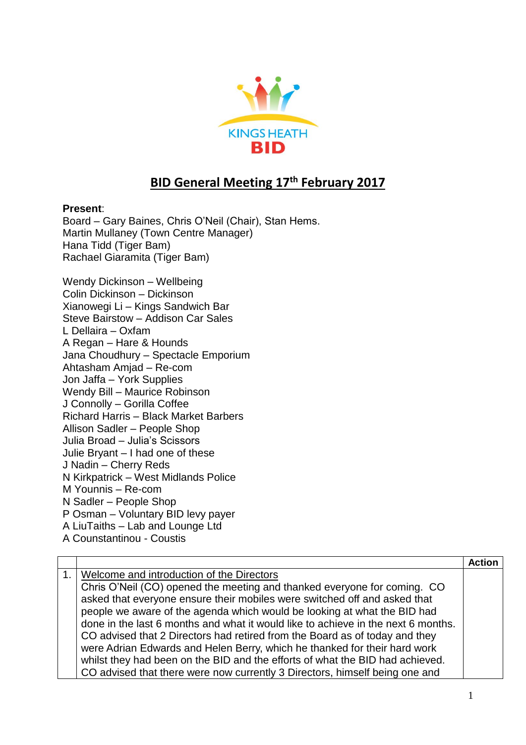KINGS HEATH
BID

# BID General Meeting 17th February 2017

**Present**:
Board – Gary Baines, Chris O'Neil (Chair), Stan Hems.
Martin Mullaney (Town Centre Manager)
Hana Tidd (Tiger Bam)
Rachael Giaramita (Tiger Bam)

Wendy Dickinson – Wellbeing
Colin Dickinson – Dickinson
Xianowegi Li – Kings Sandwich Bar
Steve Bairstow – Addison Car Sales
L Dellaira – Oxfam
A Regan – Hare & Hounds
Jana Choudhury – Spectacle Emporium
Ahtasham Amjad – Re-com
Jon Jaffa – York Supplies
Wendy Bill – Maurice Robinson
J Connolly – Gorilla Coffee
Richard Harris – Black Market Barbers
Allison Sadler – People Shop
Julia Broad – Julia's Scissors
Julie Bryant – I had one of these
J Nadin – Cherry Reds
N Kirkpatrick – West Midlands Police
M Younnis – Re-com
N Sadler – People Shop
P Osman – Voluntary BID levy payer
A LiuTaiths – Lab and Lounge Ltd
A Counstantinou - Coustis

| | | Action |
|---|---|---|
| 1. | Welcome and introduction of the Directors<br>Chris O'Neil (CO) opened the meeting and thanked everyone for coming. CO asked that everyone ensure their mobiles were switched off and asked that people we aware of the agenda which would be looking at what the BID had done in the last 6 months and what it would like to achieve in the next 6 months. CO advised that 2 Directors had retired from the Board as of today and they were Adrian Edwards and Helen Berry, which he thanked for their hard work whilst they had been on the BID and the efforts of what the BID had achieved. CO advised that there were now currently 3 Directors, himself being one and | |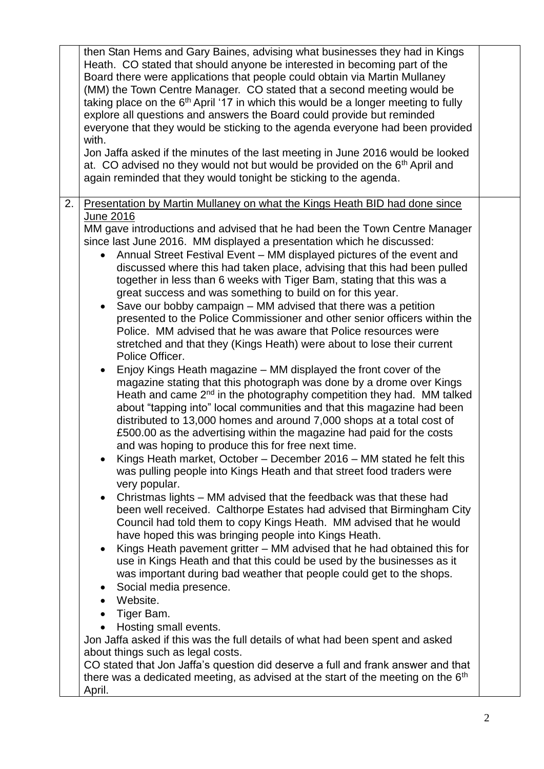| | | |
|---|---|---|
| | then Stan Hems and Gary Baines, advising what businesses they had in Kings Heath. CO stated that should anyone be interested in becoming part of the Board there were applications that people could obtain via Martin Mullaney (MM) the Town Centre Manager. CO stated that a second meeting would be taking place on the 6th April '17 in which this would be a longer meeting to fully explore all questions and answers the Board could provide but reminded everyone that they would be sticking to the agenda everyone had been provided with.<br>Jon Jaffa asked if the minutes of the last meeting in June 2016 would be looked at. CO advised no they would not but would be provided on the 6th April and again reminded that they would tonight be sticking to the agenda. | |
| 2. | <u>Presentation by Martin Mullaney on what the Kings Heath BID had done since June 2016</u><br>MM gave introductions and advised that he had been the Town Centre Manager since last June 2016. MM displayed a presentation which he discussed:<br>• Annual Street Festival Event – MM displayed pictures of the event and discussed where this had taken place, advising that this had been pulled together in less than 6 weeks with Tiger Bam, stating that this was a great success and was something to build on for this year.<br>• Save our bobby campaign – MM advised that there was a petition presented to the Police Commissioner and other senior officers within the Police. MM advised that he was aware that Police resources were stretched and that they (Kings Heath) were about to lose their current Police Officer.<br>• Enjoy Kings Heath magazine – MM displayed the front cover of the magazine stating that this photograph was done by a drome over Kings Heath and came 2nd in the photography competition they had. MM talked about "tapping into" local communities and that this magazine had been distributed to 13,000 homes and around 7,000 shops at a total cost of £500.00 as the advertising within the magazine had paid for the costs and was hoping to produce this for free next time.<br>• Kings Heath market, October – December 2016 – MM stated he felt this was pulling people into Kings Heath and that street food traders were very popular.<br>• Christmas lights – MM advised that the feedback was that these had been well received. Calthorpe Estates had advised that Birmingham City Council had told them to copy Kings Heath. MM advised that he would have hoped this was bringing people into Kings Heath.<br>• Kings Heath pavement gritter – MM advised that he had obtained this for use in Kings Heath and that this could be used by the businesses as it was important during bad weather that people could get to the shops.<br>• Social media presence.<br>• Website.<br>• Tiger Bam.<br>• Hosting small events.<br>Jon Jaffa asked if this was the full details of what had been spent and asked about things such as legal costs.<br>CO stated that Jon Jaffa's question did deserve a full and frank answer and that there was a dedicated meeting, as advised at the start of the meeting on the 6th April. | |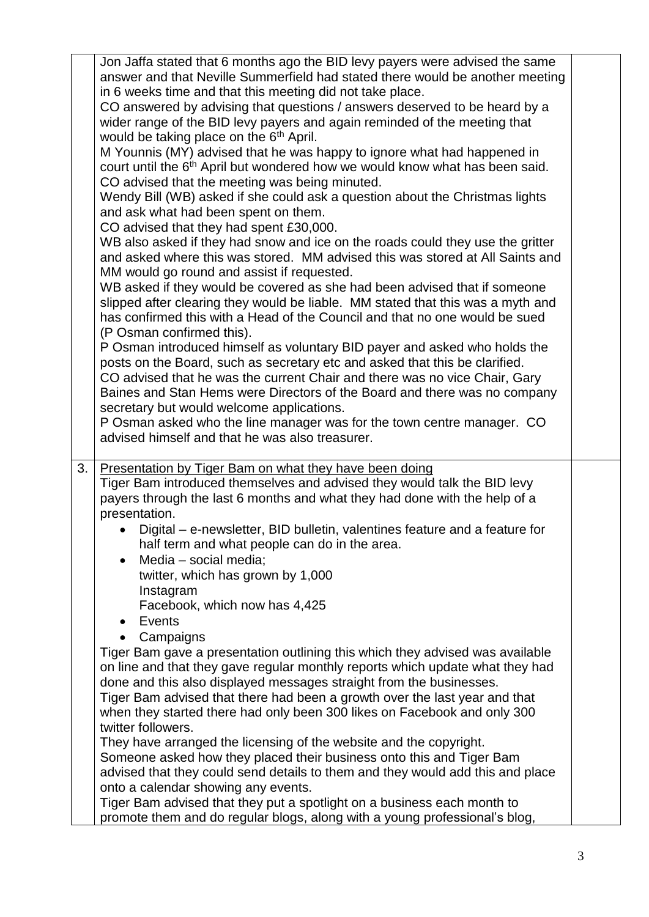| | | |
|---|---|---|
| | Jon Jaffa stated that 6 months ago the BID levy payers were advised the same answer and that Neville Summerfield had stated there would be another meeting in 6 weeks time and that this meeting did not take place.<br>CO answered by advising that questions / answers deserved to be heard by a wider range of the BID levy payers and again reminded of the meeting that would be taking place on the 6th April.<br>M Younnis (MY) advised that he was happy to ignore what had happened in court until the 6th April but wondered how we would know what has been said.<br>CO advised that the meeting was being minuted.<br>Wendy Bill (WB) asked if she could ask a question about the Christmas lights and ask what had been spent on them.<br>CO advised that they had spent £30,000.<br>WB also asked if they had snow and ice on the roads could they use the gritter and asked where this was stored. MM advised this was stored at All Saints and MM would go round and assist if requested.<br>WB asked if they would be covered as she had been advised that if someone slipped after clearing they would be liable. MM stated that this was a myth and has confirmed this with a Head of the Council and that no one would be sued (P Osman confirmed this).<br>P Osman introduced himself as voluntary BID payer and asked who holds the posts on the Board, such as secretary etc and asked that this be clarified.<br>CO advised that he was the current Chair and there was no vice Chair, Gary Baines and Stan Hems were Directors of the Board and there was no company secretary but would welcome applications.<br>P Osman asked who the line manager was for the town centre manager. CO advised himself and that he was also treasurer. | |
| 3. | Presentation by Tiger Bam on what they have been doing<br>Tiger Bam introduced themselves and advised they would talk the BID levy payers through the last 6 months and what they had done with the help of a presentation.<br>• Digital – e-newsletter, BID bulletin, valentines feature and a feature for half term and what people can do in the area.<br>• Media – social media;<br>twitter, which has grown by 1,000<br>Instagram<br>Facebook, which now has 4,425<br>• Events<br>• Campaigns<br>Tiger Bam gave a presentation outlining this which they advised was available on line and that they gave regular monthly reports which update what they had done and this also displayed messages straight from the businesses.<br>Tiger Bam advised that there had been a growth over the last year and that when they started there had only been 300 likes on Facebook and only 300 twitter followers.<br>They have arranged the licensing of the website and the copyright.<br>Someone asked how they placed their business onto this and Tiger Bam advised that they could send details to them and they would add this and place onto a calendar showing any events.<br>Tiger Bam advised that they put a spotlight on a business each month to promote them and do regular blogs, along with a young professional's blog, | |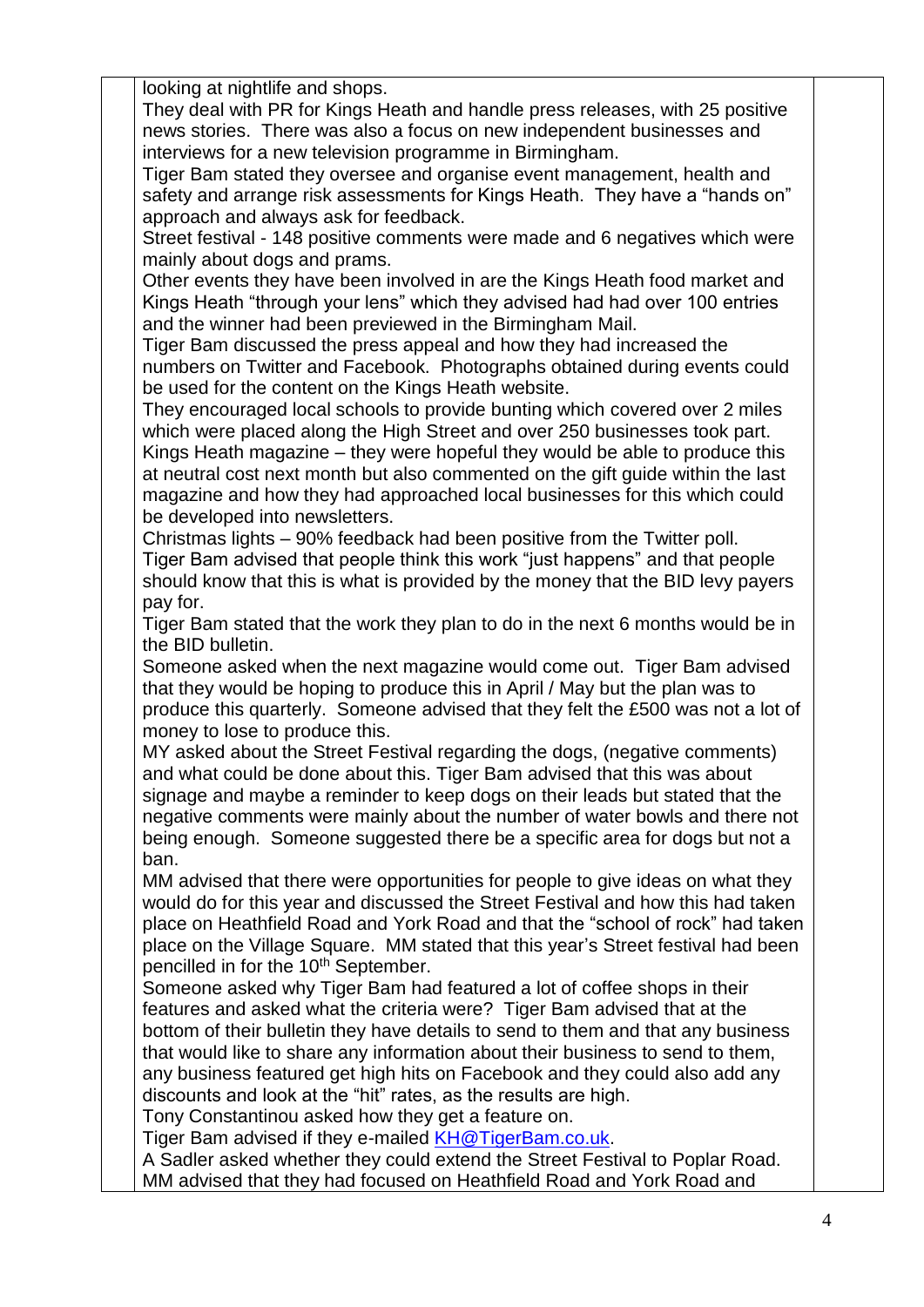looking at nightlife and shops.

They deal with PR for Kings Heath and handle press releases, with 25 positive news stories. There was also a focus on new independent businesses and interviews for a new television programme in Birmingham.

Tiger Bam stated they oversee and organise event management, health and safety and arrange risk assessments for Kings Heath. They have a "hands on" approach and always ask for feedback.

Street festival - 148 positive comments were made and 6 negatives which were mainly about dogs and prams.

Other events they have been involved in are the Kings Heath food market and Kings Heath "through your lens" which they advised had had over 100 entries and the winner had been previewed in the Birmingham Mail.

Tiger Bam discussed the press appeal and how they had increased the numbers on Twitter and Facebook. Photographs obtained during events could be used for the content on the Kings Heath website.

They encouraged local schools to provide bunting which covered over 2 miles which were placed along the High Street and over 250 businesses took part.

Kings Heath magazine – they were hopeful they would be able to produce this at neutral cost next month but also commented on the gift guide within the last magazine and how they had approached local businesses for this which could be developed into newsletters.

Christmas lights – 90% feedback had been positive from the Twitter poll.

Tiger Bam advised that people think this work "just happens" and that people should know that this is what is provided by the money that the BID levy payers pay for.

Tiger Bam stated that the work they plan to do in the next 6 months would be in the BID bulletin.

Someone asked when the next magazine would come out. Tiger Bam advised that they would be hoping to produce this in April / May but the plan was to produce this quarterly. Someone advised that they felt the £500 was not a lot of money to lose to produce this.

MY asked about the Street Festival regarding the dogs, (negative comments) and what could be done about this. Tiger Bam advised that this was about signage and maybe a reminder to keep dogs on their leads but stated that the negative comments were mainly about the number of water bowls and there not being enough. Someone suggested there be a specific area for dogs but not a ban.

MM advised that there were opportunities for people to give ideas on what they would do for this year and discussed the Street Festival and how this had taken place on Heathfield Road and York Road and that the "school of rock" had taken place on the Village Square. MM stated that this year's Street festival had been pencilled in for the 10th September.

Someone asked why Tiger Bam had featured a lot of coffee shops in their features and asked what the criteria were? Tiger Bam advised that at the bottom of their bulletin they have details to send to them and that any business that would like to share any information about their business to send to them, any business featured get high hits on Facebook and they could also add any discounts and look at the "hit" rates, as the results are high.

Tony Constantinou asked how they get a feature on.

Tiger Bam advised if they e-mailed KH@TigerBam.co.uk.

A Sadler asked whether they could extend the Street Festival to Poplar Road. MM advised that they had focused on Heathfield Road and York Road and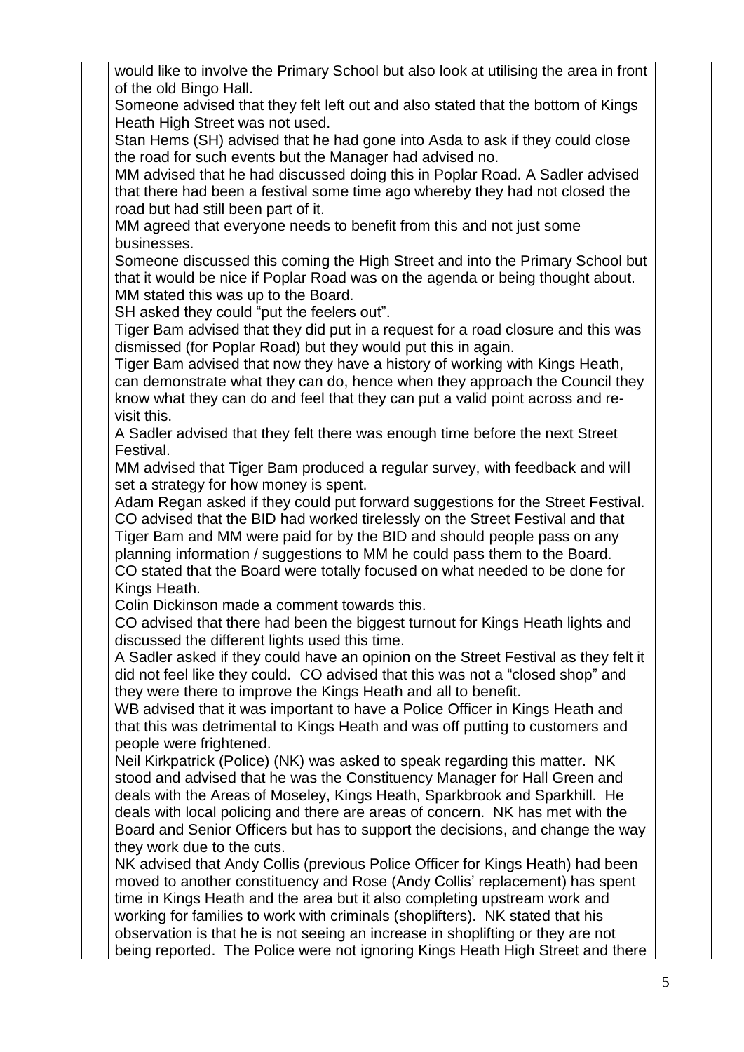would like to involve the Primary School but also look at utilising the area in front of the old Bingo Hall.

Someone advised that they felt left out and also stated that the bottom of Kings Heath High Street was not used.

Stan Hems (SH) advised that he had gone into Asda to ask if they could close the road for such events but the Manager had advised no.

MM advised that he had discussed doing this in Poplar Road. A Sadler advised that there had been a festival some time ago whereby they had not closed the road but had still been part of it.

MM agreed that everyone needs to benefit from this and not just some businesses.

Someone discussed this coming the High Street and into the Primary School but that it would be nice if Poplar Road was on the agenda or being thought about. MM stated this was up to the Board.

SH asked they could "put the feelers out".

Tiger Bam advised that they did put in a request for a road closure and this was dismissed (for Poplar Road) but they would put this in again.

Tiger Bam advised that now they have a history of working with Kings Heath, can demonstrate what they can do, hence when they approach the Council they know what they can do and feel that they can put a valid point across and re-visit this.

A Sadler advised that they felt there was enough time before the next Street Festival.

MM advised that Tiger Bam produced a regular survey, with feedback and will set a strategy for how money is spent.

Adam Regan asked if they could put forward suggestions for the Street Festival. CO advised that the BID had worked tirelessly on the Street Festival and that Tiger Bam and MM were paid for by the BID and should people pass on any planning information / suggestions to MM he could pass them to the Board.

CO stated that the Board were totally focused on what needed to be done for Kings Heath.

Colin Dickinson made a comment towards this.

CO advised that there had been the biggest turnout for Kings Heath lights and discussed the different lights used this time.

A Sadler asked if they could have an opinion on the Street Festival as they felt it did not feel like they could. CO advised that this was not a "closed shop" and they were there to improve the Kings Heath and all to benefit.

WB advised that it was important to have a Police Officer in Kings Heath and that this was detrimental to Kings Heath and was off putting to customers and people were frightened.

Neil Kirkpatrick (Police) (NK) was asked to speak regarding this matter. NK stood and advised that he was the Constituency Manager for Hall Green and deals with the Areas of Moseley, Kings Heath, Sparkbrook and Sparkhill. He deals with local policing and there are areas of concern. NK has met with the Board and Senior Officers but has to support the decisions, and change the way they work due to the cuts.

NK advised that Andy Collis (previous Police Officer for Kings Heath) had been moved to another constituency and Rose (Andy Collis' replacement) has spent time in Kings Heath and the area but it also completing upstream work and working for families to work with criminals (shoplifters). NK stated that his observation is that he is not seeing an increase in shoplifting or they are not being reported. The Police were not ignoring Kings Heath High Street and there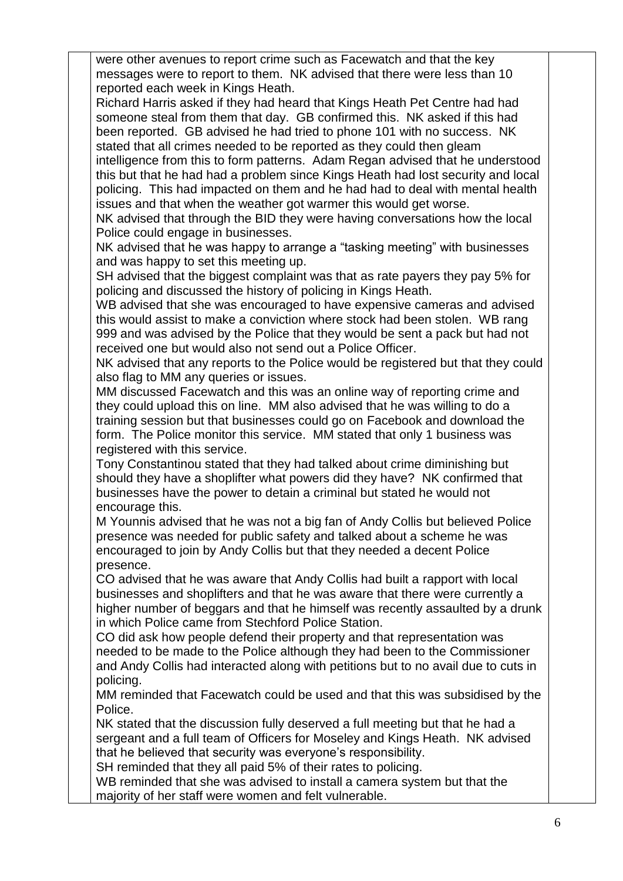were other avenues to report crime such as Facewatch and that the key messages were to report to them. NK advised that there were less than 10 reported each week in Kings Heath.

Richard Harris asked if they had heard that Kings Heath Pet Centre had had someone steal from them that day. GB confirmed this. NK asked if this had been reported. GB advised he had tried to phone 101 with no success. NK stated that all crimes needed to be reported as they could then gleam intelligence from this to form patterns. Adam Regan advised that he understood this but that he had had a problem since Kings Heath had lost security and local policing. This had impacted on them and he had had to deal with mental health issues and that when the weather got warmer this would get worse.

NK advised that through the BID they were having conversations how the local Police could engage in businesses.

NK advised that he was happy to arrange a "tasking meeting" with businesses and was happy to set this meeting up.

SH advised that the biggest complaint was that as rate payers they pay 5% for policing and discussed the history of policing in Kings Heath.

WB advised that she was encouraged to have expensive cameras and advised this would assist to make a conviction where stock had been stolen. WB rang 999 and was advised by the Police that they would be sent a pack but had not received one but would also not send out a Police Officer.

NK advised that any reports to the Police would be registered but that they could also flag to MM any queries or issues.

MM discussed Facewatch and this was an online way of reporting crime and they could upload this on line. MM also advised that he was willing to do a training session but that businesses could go on Facebook and download the form. The Police monitor this service. MM stated that only 1 business was registered with this service.

Tony Constantinou stated that they had talked about crime diminishing but should they have a shoplifter what powers did they have? NK confirmed that businesses have the power to detain a criminal but stated he would not encourage this.

M Younnis advised that he was not a big fan of Andy Collis but believed Police presence was needed for public safety and talked about a scheme he was encouraged to join by Andy Collis but that they needed a decent Police presence.

CO advised that he was aware that Andy Collis had built a rapport with local businesses and shoplifters and that he was aware that there were currently a higher number of beggars and that he himself was recently assaulted by a drunk in which Police came from Stechford Police Station.

CO did ask how people defend their property and that representation was needed to be made to the Police although they had been to the Commissioner and Andy Collis had interacted along with petitions but to no avail due to cuts in policing.

MM reminded that Facewatch could be used and that this was subsidised by the Police.

NK stated that the discussion fully deserved a full meeting but that he had a sergeant and a full team of Officers for Moseley and Kings Heath. NK advised that he believed that security was everyone's responsibility.

SH reminded that they all paid 5% of their rates to policing.

WB reminded that she was advised to install a camera system but that the majority of her staff were women and felt vulnerable.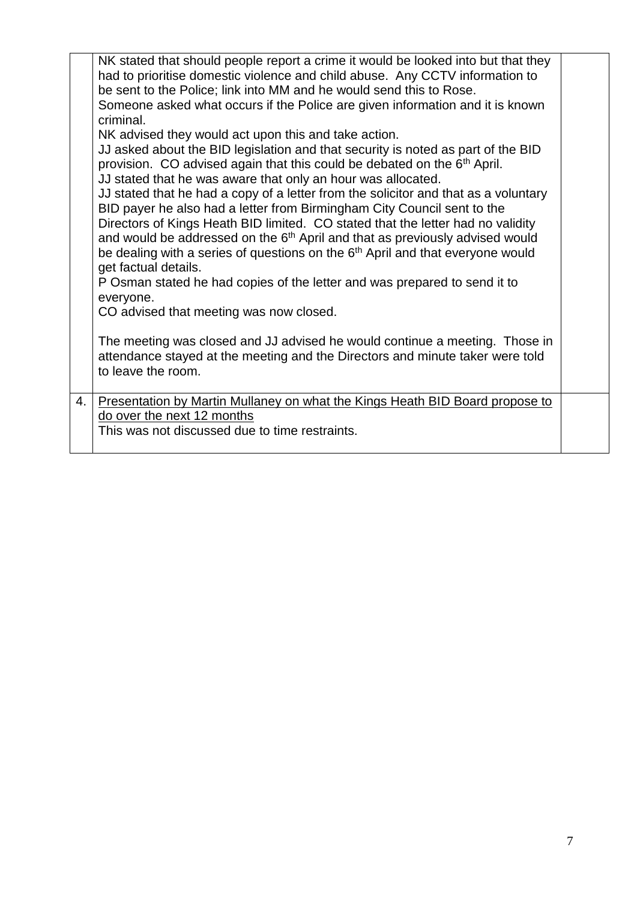| | | |
|---|---|---|
| | NK stated that should people report a crime it would be looked into but that they had to prioritise domestic violence and child abuse. Any CCTV information to be sent to the Police; link into MM and he would send this to Rose.<br>Someone asked what occurs if the Police are given information and it is known criminal.<br>NK advised they would act upon this and take action.<br>JJ asked about the BID legislation and that security is noted as part of the BID provision. CO advised again that this could be debated on the 6th April.<br>JJ stated that he was aware that only an hour was allocated.<br>JJ stated that he had a copy of a letter from the solicitor and that as a voluntary BID payer he also had a letter from Birmingham City Council sent to the Directors of Kings Heath BID limited. CO stated that the letter had no validity and would be addressed on the 6th April and that as previously advised would be dealing with a series of questions on the 6th April and that everyone would get factual details.<br>P Osman stated he had copies of the letter and was prepared to send it to everyone.<br>CO advised that meeting was now closed.<br><br>The meeting was closed and JJ advised he would continue a meeting. Those in attendance stayed at the meeting and the Directors and minute taker were told to leave the room. | |
| 4. | <u>Presentation by Martin Mullaney on what the Kings Heath BID Board propose to do over the next 12 months</u><br>This was not discussed due to time restraints. | |